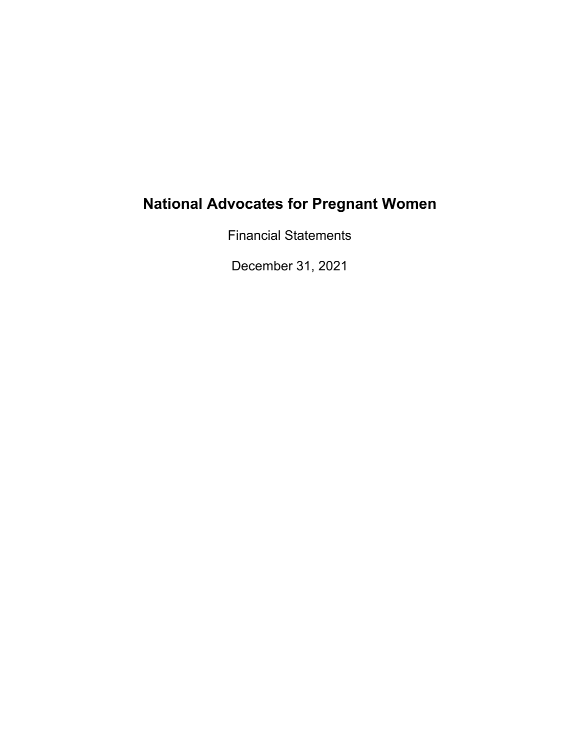# National Advocates for Pregnant Women

Financial Statements

December 31, 2021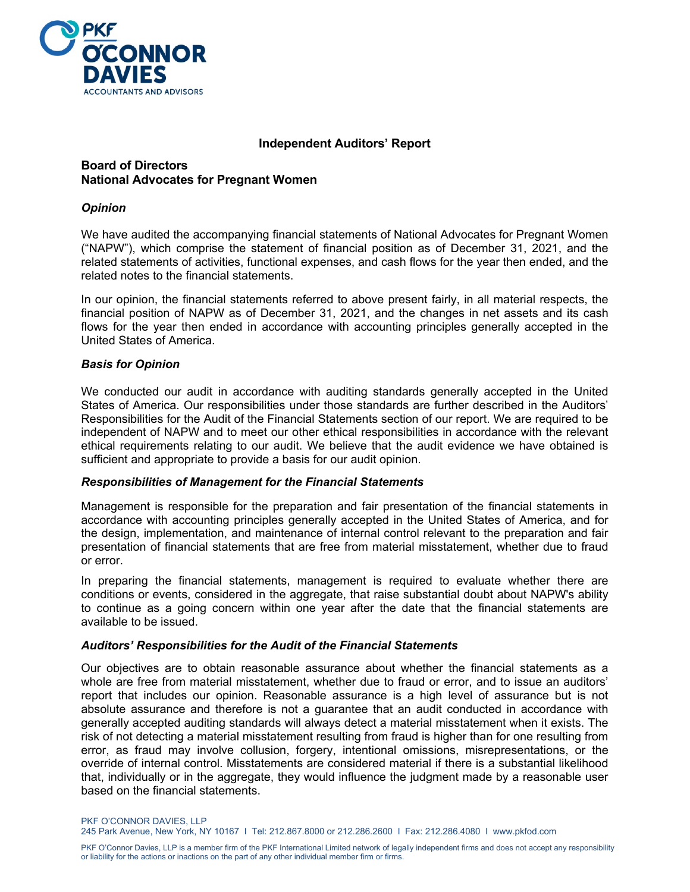# Independent Auditors' Report

**Board of Directors**
**National Advocates for Pregnant Women**

### *Opinion*

We have audited the accompanying financial statements of National Advocates for Pregnant Women ("NAPW"), which comprise the statement of financial position as of December 31, 2021, and the related statements of activities, functional expenses, and cash flows for the year then ended, and the related notes to the financial statements.

In our opinion, the financial statements referred to above present fairly, in all material respects, the financial position of NAPW as of December 31, 2021, and the changes in net assets and its cash flows for the year then ended in accordance with accounting principles generally accepted in the United States of America.

### *Basis for Opinion*

We conducted our audit in accordance with auditing standards generally accepted in the United States of America. Our responsibilities under those standards are further described in the Auditors' Responsibilities for the Audit of the Financial Statements section of our report. We are required to be independent of NAPW and to meet our other ethical responsibilities in accordance with the relevant ethical requirements relating to our audit. We believe that the audit evidence we have obtained is sufficient and appropriate to provide a basis for our audit opinion.

### *Responsibilities of Management for the Financial Statements*

Management is responsible for the preparation and fair presentation of the financial statements in accordance with accounting principles generally accepted in the United States of America, and for the design, implementation, and maintenance of internal control relevant to the preparation and fair presentation of financial statements that are free from material misstatement, whether due to fraud or error.

In preparing the financial statements, management is required to evaluate whether there are conditions or events, considered in the aggregate, that raise substantial doubt about NAPW's ability to continue as a going concern within one year after the date that the financial statements are available to be issued.

### *Auditors' Responsibilities for the Audit of the Financial Statements*

Our objectives are to obtain reasonable assurance about whether the financial statements as a whole are free from material misstatement, whether due to fraud or error, and to issue an auditors' report that includes our opinion. Reasonable assurance is a high level of assurance but is not absolute assurance and therefore is not a guarantee that an audit conducted in accordance with generally accepted auditing standards will always detect a material misstatement when it exists. The risk of not detecting a material misstatement resulting from fraud is higher than for one resulting from error, as fraud may involve collusion, forgery, intentional omissions, misrepresentations, or the override of internal control. Misstatements are considered material if there is a substantial likelihood that, individually or in the aggregate, they would influence the judgment made by a reasonable user based on the financial statements.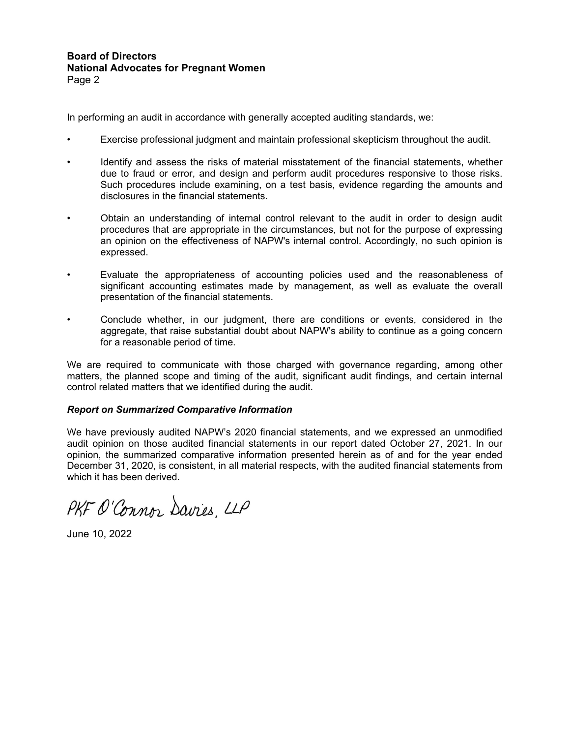In performing an audit in accordance with generally accepted auditing standards, we:

- Exercise professional judgment and maintain professional skepticism throughout the audit.
- Identify and assess the risks of material misstatement of the financial statements, whether due to fraud or error, and design and perform audit procedures responsive to those risks. Such procedures include examining, on a test basis, evidence regarding the amounts and disclosures in the financial statements.
- Obtain an understanding of internal control relevant to the audit in order to design audit procedures that are appropriate in the circumstances, but not for the purpose of expressing an opinion on the effectiveness of NAPW's internal control. Accordingly, no such opinion is expressed.
- Evaluate the appropriateness of accounting policies used and the reasonableness of significant accounting estimates made by management, as well as evaluate the overall presentation of the financial statements.
- Conclude whether, in our judgment, there are conditions or events, considered in the aggregate, that raise substantial doubt about NAPW's ability to continue as a going concern for a reasonable period of time.

We are required to communicate with those charged with governance regarding, among other matters, the planned scope and timing of the audit, significant audit findings, and certain internal control related matters that we identified during the audit.

### *Report on Summarized Comparative Information*

We have previously audited NAPW's 2020 financial statements, and we expressed an unmodified audit opinion on those audited financial statements in our report dated October 27, 2021. In our opinion, the summarized comparative information presented herein as of and for the year ended December 31, 2020, is consistent, in all material respects, with the audited financial statements from which it has been derived.

PKF O'Connor Davies, LLP

June 10, 2022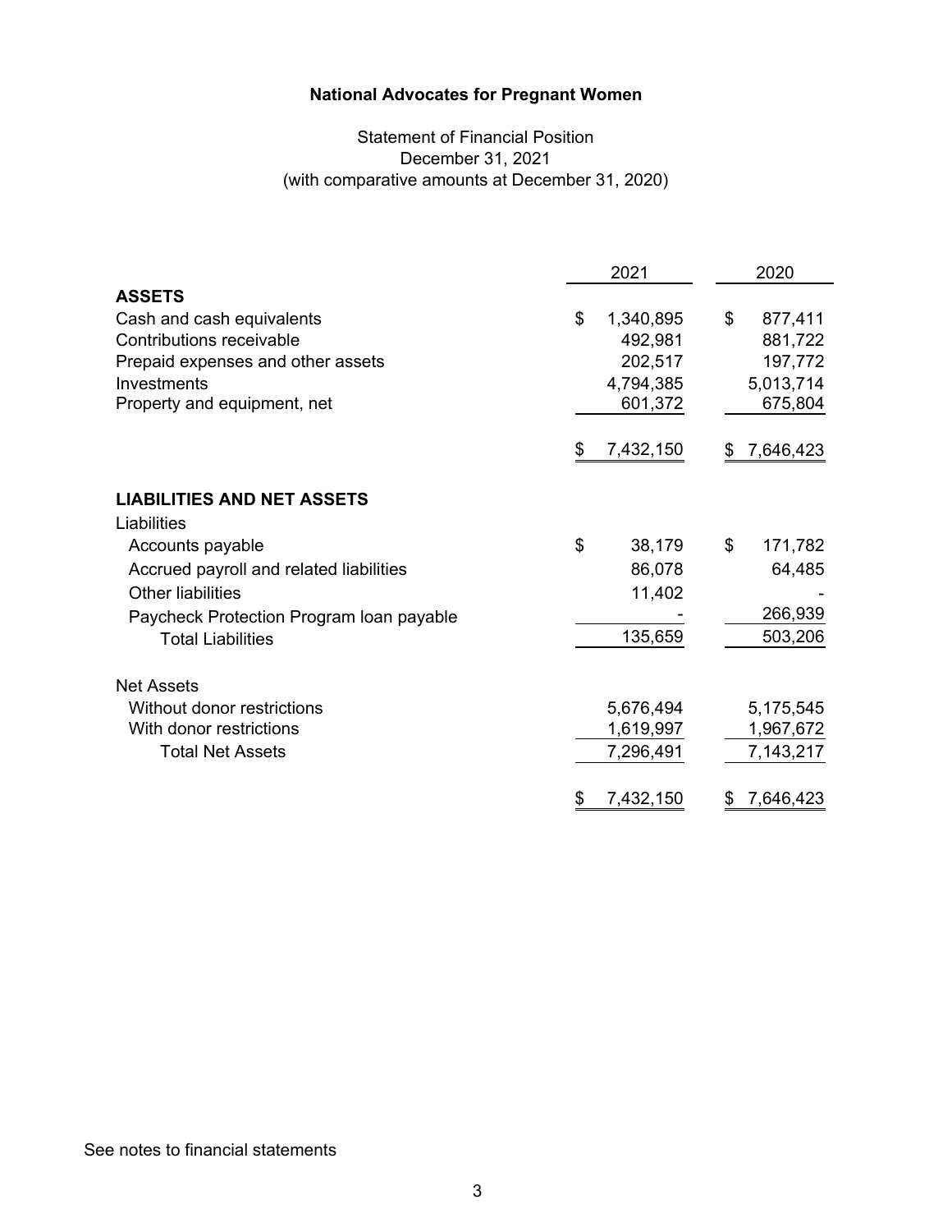# National Advocates for Pregnant Women

Statement of Financial Position
December 31, 2021
(with comparative amounts at December 31, 2020)

| | 2021 | 2020 |
|---|---|---|
| **ASSETS** | | |
| Cash and cash equivalents | $ 1,340,895 | $ 877,411 |
| Contributions receivable | 492,981 | 881,722 |
| Prepaid expenses and other assets | 202,517 | 197,772 |
| Investments | 4,794,385 | 5,013,714 |
| Property and equipment, net | 601,372 | 675,804 |
| | $ 7,432,150 | $ 7,646,423 |
| **LIABILITIES AND NET ASSETS** | | |
| Liabilities | | |
| Accounts payable | $ 38,179 | $ 171,782 |
| Accrued payroll and related liabilities | 86,078 | 64,485 |
| Other liabilities | 11,402 | - |
| Paycheck Protection Program loan payable | - | 266,939 |
| Total Liabilities | 135,659 | 503,206 |
| Net Assets | | |
| Without donor restrictions | 5,676,494 | 5,175,545 |
| With donor restrictions | 1,619,997 | 1,967,672 |
| Total Net Assets | 7,296,491 | 7,143,217 |
| | $ 7,432,150 | $ 7,646,423 |

See notes to financial statements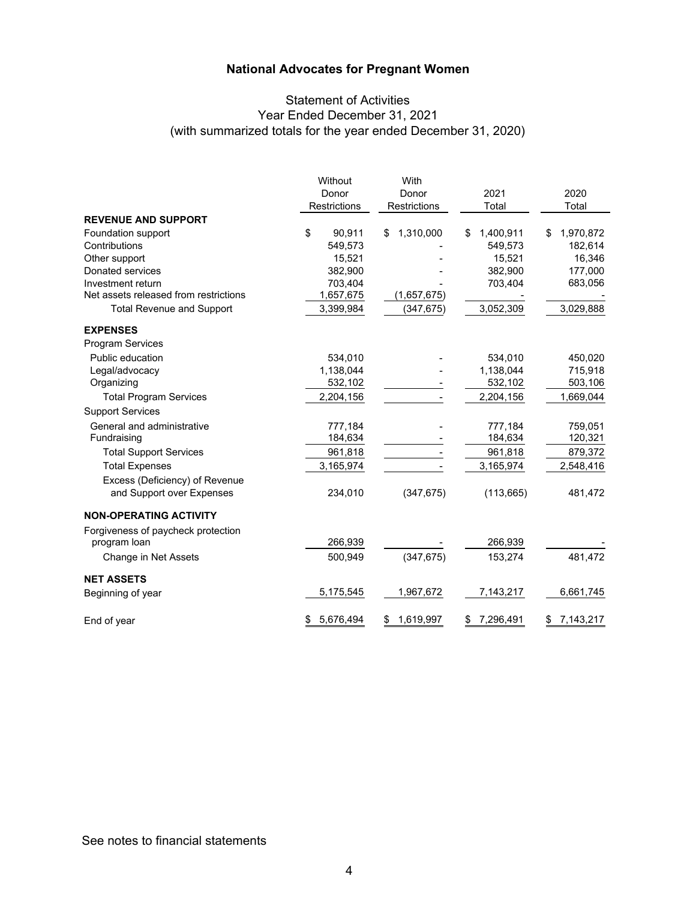# National Advocates for Pregnant Women

## Statement of Activities
## Year Ended December 31, 2021
## (with summarized totals for the year ended December 31, 2020)

| | Without Donor Restrictions | With Donor Restrictions | 2021 Total | 2020 Total |
|---|---|---|---|---|
| **REVENUE AND SUPPORT** | | | | |
| Foundation support | $ 90,911 | $ 1,310,000 | $ 1,400,911 | $ 1,970,872 |
| Contributions | 549,573 | - | 549,573 | 182,614 |
| Other support | 15,521 | - | 15,521 | 16,346 |
| Donated services | 382,900 | - | 382,900 | 177,000 |
| Investment return | 703,404 | - | 703,404 | 683,056 |
| Net assets released from restrictions | 1,657,675 | (1,657,675) | - | - |
| Total Revenue and Support | 3,399,984 | (347,675) | 3,052,309 | 3,029,888 |
| **EXPENSES** | | | | |
| Program Services | | | | |
| Public education | 534,010 | - | 534,010 | 450,020 |
| Legal/advocacy | 1,138,044 | - | 1,138,044 | 715,918 |
| Organizing | 532,102 | - | 532,102 | 503,106 |
| Total Program Services | 2,204,156 | - | 2,204,156 | 1,669,044 |
| Support Services | | | | |
| General and administrative | 777,184 | - | 777,184 | 759,051 |
| Fundraising | 184,634 | - | 184,634 | 120,321 |
| Total Support Services | 961,818 | - | 961,818 | 879,372 |
| Total Expenses | 3,165,974 | - | 3,165,974 | 2,548,416 |
| Excess (Deficiency) of Revenue and Support over Expenses | 234,010 | (347,675) | (113,665) | 481,472 |
| **NON-OPERATING ACTIVITY** | | | | |
| Forgiveness of paycheck protection program loan | 266,939 | - | 266,939 | - |
| Change in Net Assets | 500,949 | (347,675) | 153,274 | 481,472 |
| **NET ASSETS** | | | | |
| Beginning of year | 5,175,545 | 1,967,672 | 7,143,217 | 6,661,745 |
| End of year | $ 5,676,494 | $ 1,619,997 | $ 7,296,491 | $ 7,143,217 |

See notes to financial statements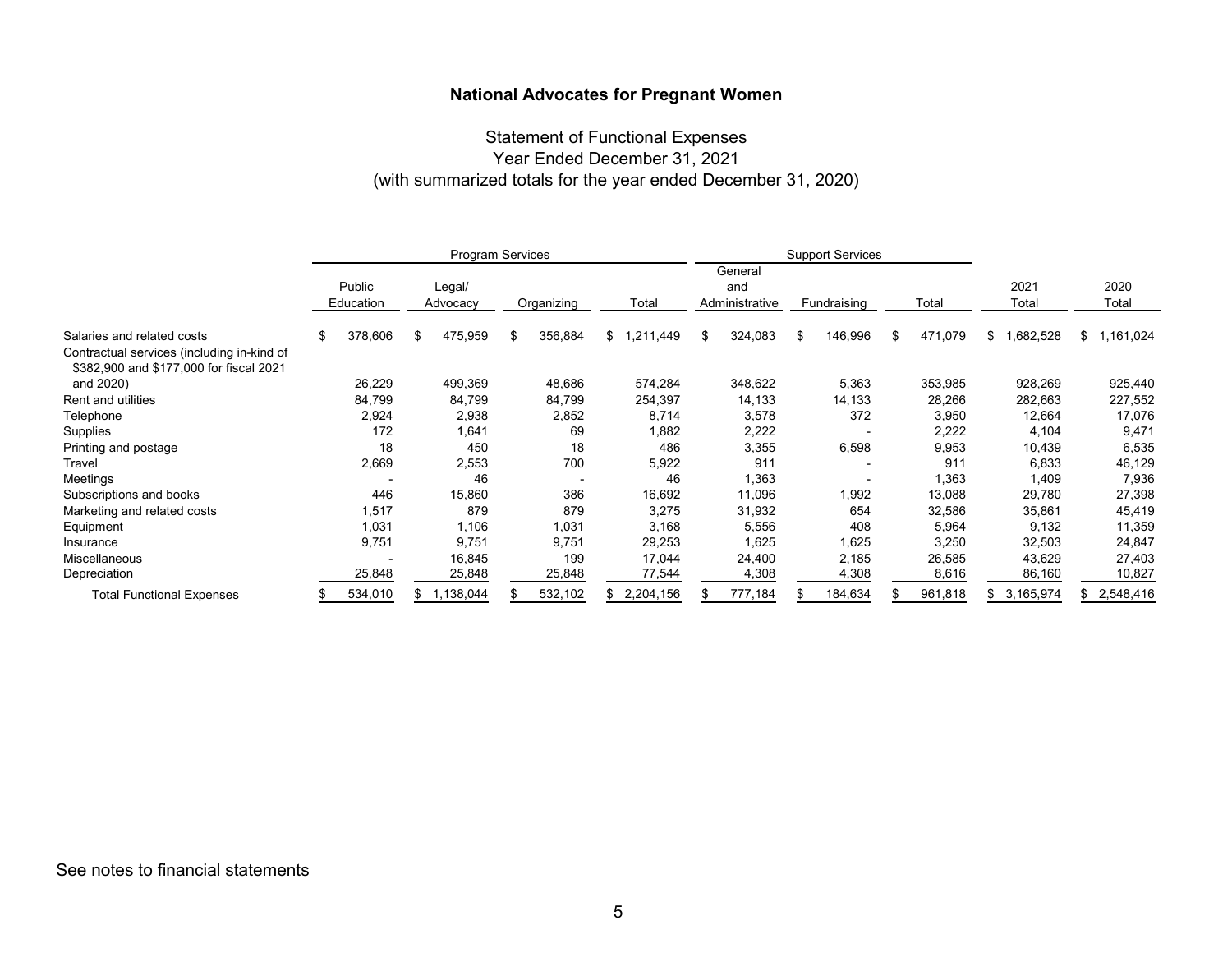# National Advocates for Pregnant Women

## Statement of Functional Expenses
### Year Ended December 31, 2021
### (with summarized totals for the year ended December 31, 2020)

| | Program Services | | | | Support Services | | | | |
|---|---|---|---|---|---|---|---|---|---|
| | Public Education | Legal/ Advocacy | Organizing | Total | General and Administrative | Fundraising | Total | 2021 Total | 2020 Total |
| Salaries and related costs | $ 378,606 | $ 475,959 | $ 356,884 | $ 1,211,449 | $ 324,083 | $ 146,996 | $ 471,079 | $ 1,682,528 | $ 1,161,024 |
| Contractual services (including in-kind of $382,900 and $177,000 for fiscal 2021 and 2020) | 26,229 | 499,369 | 48,686 | 574,284 | 348,622 | 5,363 | 353,985 | 928,269 | 925,440 |
| Rent and utilities | 84,799 | 84,799 | 84,799 | 254,397 | 14,133 | 14,133 | 28,266 | 282,663 | 227,552 |
| Telephone | 2,924 | 2,938 | 2,852 | 8,714 | 3,578 | 372 | 3,950 | 12,664 | 17,076 |
| Supplies | 172 | 1,641 | 69 | 1,882 | 2,222 | - | 2,222 | 4,104 | 9,471 |
| Printing and postage | 18 | 450 | 18 | 486 | 3,355 | 6,598 | 9,953 | 10,439 | 6,535 |
| Travel | 2,669 | 2,553 | 700 | 5,922 | 911 | - | 911 | 6,833 | 46,129 |
| Meetings | - | 46 | - | 46 | 1,363 | - | 1,363 | 1,409 | 7,936 |
| Subscriptions and books | 446 | 15,860 | 386 | 16,692 | 11,096 | 1,992 | 13,088 | 29,780 | 27,398 |
| Marketing and related costs | 1,517 | 879 | 879 | 3,275 | 31,932 | 654 | 32,586 | 35,861 | 45,419 |
| Equipment | 1,031 | 1,106 | 1,031 | 3,168 | 5,556 | 408 | 5,964 | 9,132 | 11,359 |
| Insurance | 9,751 | 9,751 | 9,751 | 29,253 | 1,625 | 1,625 | 3,250 | 32,503 | 24,847 |
| Miscellaneous | - | 16,845 | 199 | 17,044 | 24,400 | 2,185 | 26,585 | 43,629 | 27,403 |
| Depreciation | 25,848 | 25,848 | 25,848 | 77,544 | 4,308 | 4,308 | 8,616 | 86,160 | 10,827 |
| Total Functional Expenses | $ 534,010 | $ 1,138,044 | $ 532,102 | $ 2,204,156 | $ 777,184 | $ 184,634 | $ 961,818 | $ 3,165,974 | $ 2,548,416 |

See notes to financial statements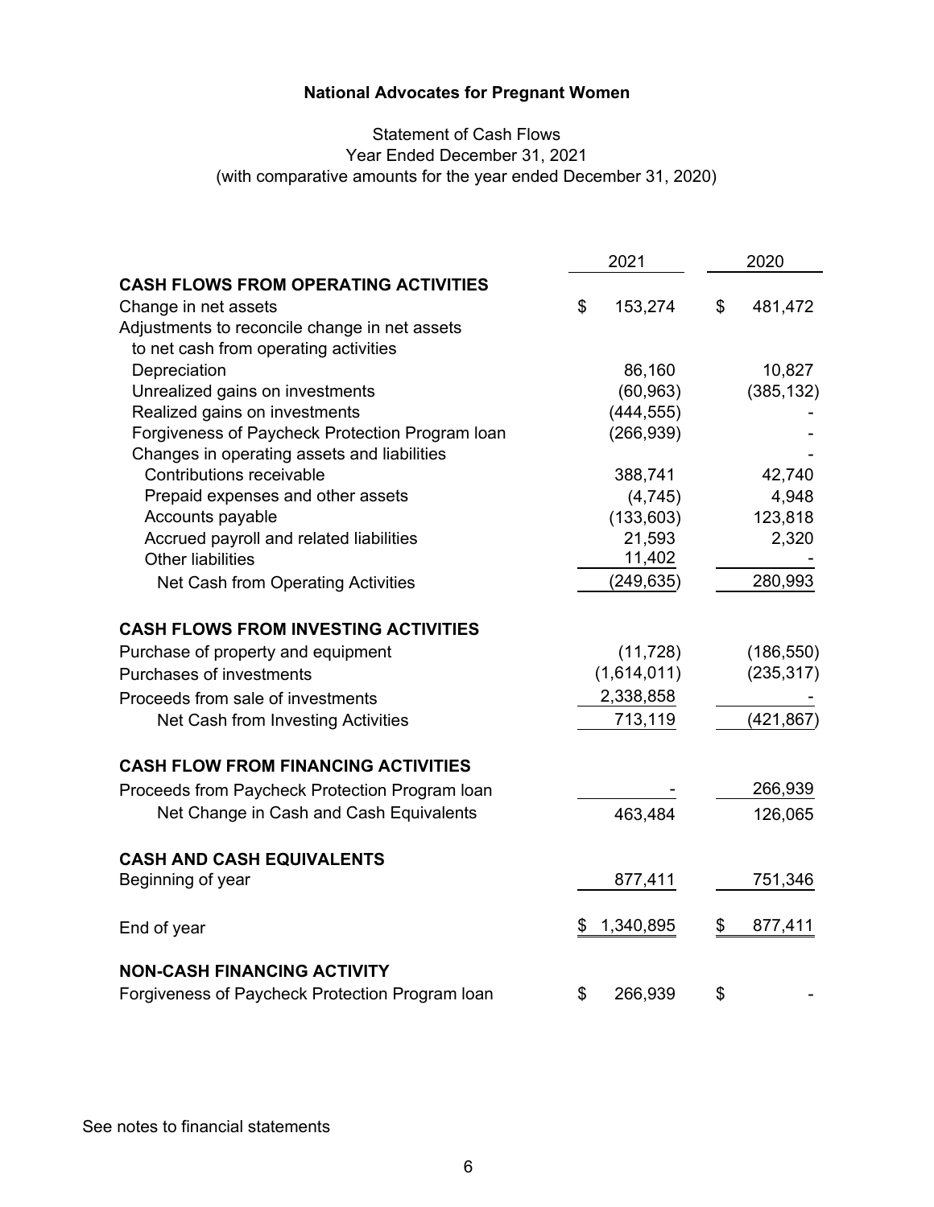# National Advocates for Pregnant Women

## Statement of Cash Flows
Year Ended December 31, 2021
(with comparative amounts for the year ended December 31, 2020)

| | 2021 | 2020 |
|---|---|---|
| **CASH FLOWS FROM OPERATING ACTIVITIES** | | |
| Change in net assets | $ 153,274 | $ 481,472 |
| Adjustments to reconcile change in net assets to net cash from operating activities | | |
| Depreciation | 86,160 | 10,827 |
| Unrealized gains on investments | (60,963) | (385,132) |
| Realized gains on investments | (444,555) | - |
| Forgiveness of Paycheck Protection Program loan | (266,939) | - |
| Changes in operating assets and liabilities | | - |
| Contributions receivable | 388,741 | 42,740 |
| Prepaid expenses and other assets | (4,745) | 4,948 |
| Accounts payable | (133,603) | 123,818 |
| Accrued payroll and related liabilities | 21,593 | 2,320 |
| Other liabilities | 11,402 | - |
| Net Cash from Operating Activities | (249,635) | 280,993 |
| **CASH FLOWS FROM INVESTING ACTIVITIES** | | |
| Purchase of property and equipment | (11,728) | (186,550) |
| Purchases of investments | (1,614,011) | (235,317) |
| Proceeds from sale of investments | 2,338,858 | - |
| Net Cash from Investing Activities | 713,119 | (421,867) |
| **CASH FLOW FROM FINANCING ACTIVITIES** | | |
| Proceeds from Paycheck Protection Program loan | - | 266,939 |
| Net Change in Cash and Cash Equivalents | 463,484 | 126,065 |
| **CASH AND CASH EQUIVALENTS** | | |
| Beginning of year | 877,411 | 751,346 |
| End of year | $ 1,340,895 | $ 877,411 |
| **NON-CASH FINANCING ACTIVITY** | | |
| Forgiveness of Paycheck Protection Program loan | $ 266,939 | $ - |

See notes to financial statements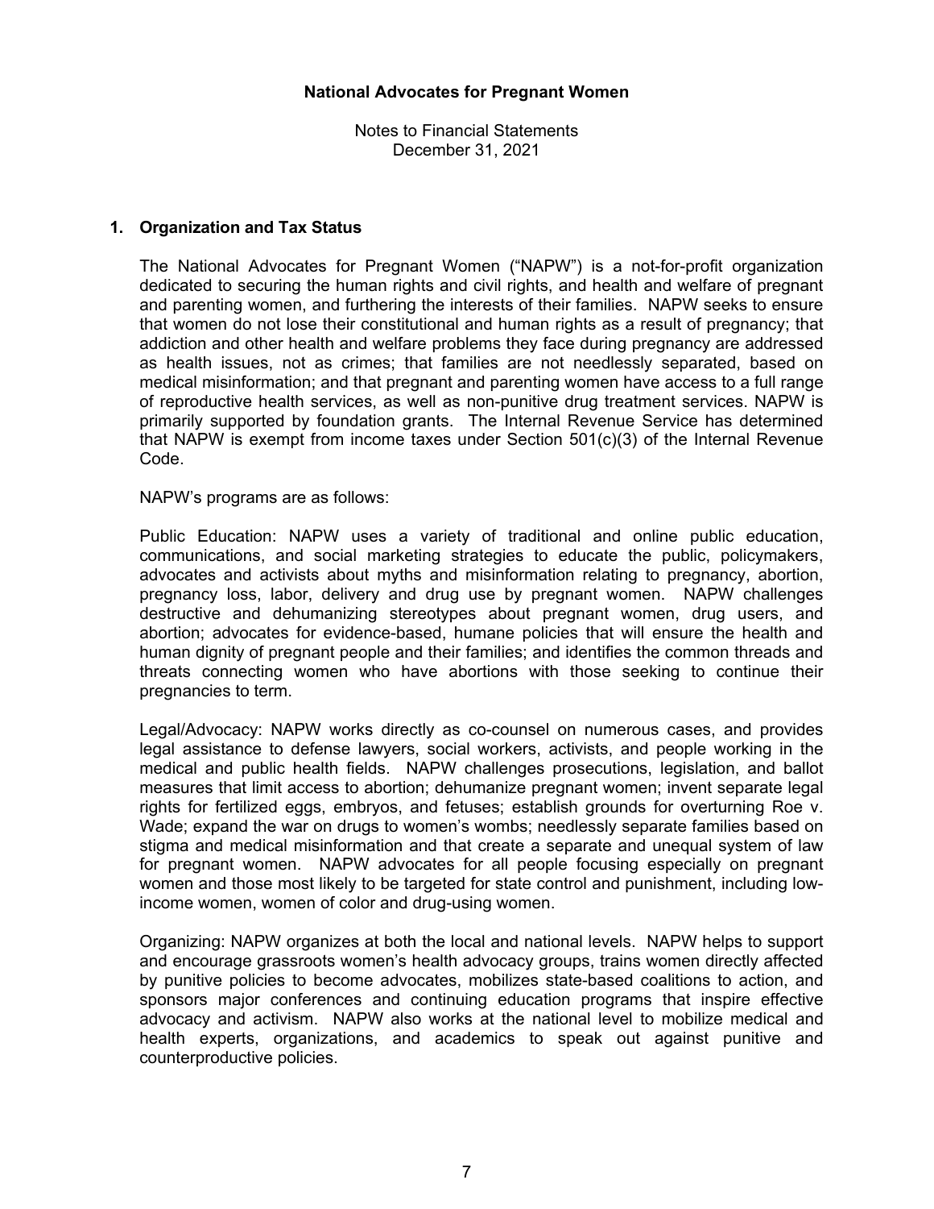**National Advocates for Pregnant Women**

Notes to Financial Statements
December 31, 2021

## 1. Organization and Tax Status

The National Advocates for Pregnant Women ("NAPW") is a not-for-profit organization dedicated to securing the human rights and civil rights, and health and welfare of pregnant and parenting women, and furthering the interests of their families. NAPW seeks to ensure that women do not lose their constitutional and human rights as a result of pregnancy; that addiction and other health and welfare problems they face during pregnancy are addressed as health issues, not as crimes; that families are not needlessly separated, based on medical misinformation; and that pregnant and parenting women have access to a full range of reproductive health services, as well as non-punitive drug treatment services. NAPW is primarily supported by foundation grants. The Internal Revenue Service has determined that NAPW is exempt from income taxes under Section 501(c)(3) of the Internal Revenue Code.

NAPW's programs are as follows:

Public Education: NAPW uses a variety of traditional and online public education, communications, and social marketing strategies to educate the public, policymakers, advocates and activists about myths and misinformation relating to pregnancy, abortion, pregnancy loss, labor, delivery and drug use by pregnant women. NAPW challenges destructive and dehumanizing stereotypes about pregnant women, drug users, and abortion; advocates for evidence-based, humane policies that will ensure the health and human dignity of pregnant people and their families; and identifies the common threads and threats connecting women who have abortions with those seeking to continue their pregnancies to term.

Legal/Advocacy: NAPW works directly as co-counsel on numerous cases, and provides legal assistance to defense lawyers, social workers, activists, and people working in the medical and public health fields. NAPW challenges prosecutions, legislation, and ballot measures that limit access to abortion; dehumanize pregnant women; invent separate legal rights for fertilized eggs, embryos, and fetuses; establish grounds for overturning Roe v. Wade; expand the war on drugs to women's wombs; needlessly separate families based on stigma and medical misinformation and that create a separate and unequal system of law for pregnant women. NAPW advocates for all people focusing especially on pregnant women and those most likely to be targeted for state control and punishment, including low-income women, women of color and drug-using women.

Organizing: NAPW organizes at both the local and national levels. NAPW helps to support and encourage grassroots women's health advocacy groups, trains women directly affected by punitive policies to become advocates, mobilizes state-based coalitions to action, and sponsors major conferences and continuing education programs that inspire effective advocacy and activism. NAPW also works at the national level to mobilize medical and health experts, organizations, and academics to speak out against punitive and counterproductive policies.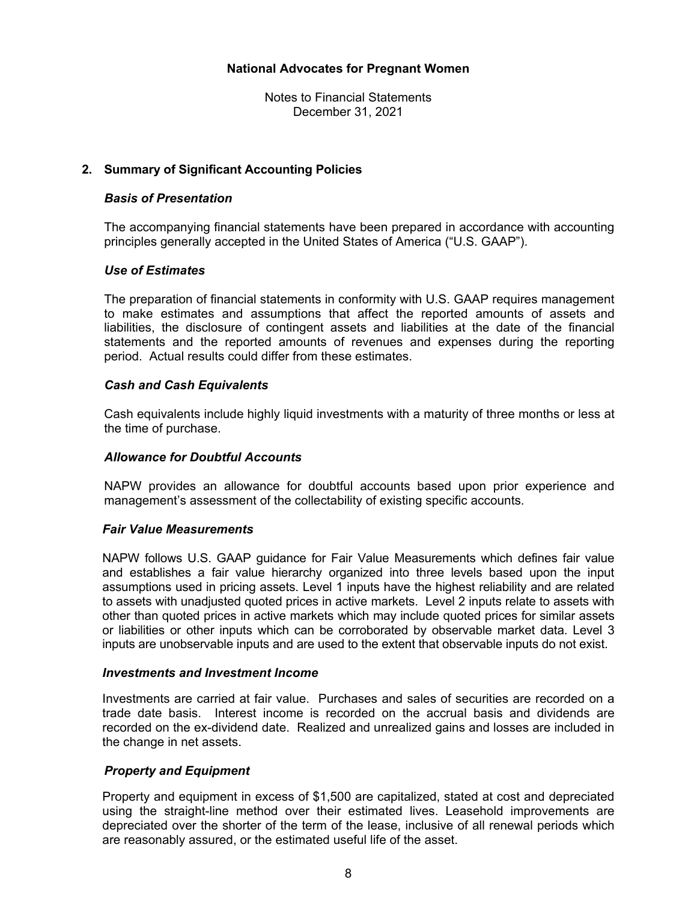**National Advocates for Pregnant Women**

Notes to Financial Statements
December 31, 2021

## 2. Summary of Significant Accounting Policies

### *Basis of Presentation*

The accompanying financial statements have been prepared in accordance with accounting principles generally accepted in the United States of America ("U.S. GAAP").

### *Use of Estimates*

The preparation of financial statements in conformity with U.S. GAAP requires management to make estimates and assumptions that affect the reported amounts of assets and liabilities, the disclosure of contingent assets and liabilities at the date of the financial statements and the reported amounts of revenues and expenses during the reporting period. Actual results could differ from these estimates.

### *Cash and Cash Equivalents*

Cash equivalents include highly liquid investments with a maturity of three months or less at the time of purchase.

### *Allowance for Doubtful Accounts*

NAPW provides an allowance for doubtful accounts based upon prior experience and management's assessment of the collectability of existing specific accounts.

### *Fair Value Measurements*

NAPW follows U.S. GAAP guidance for Fair Value Measurements which defines fair value and establishes a fair value hierarchy organized into three levels based upon the input assumptions used in pricing assets. Level 1 inputs have the highest reliability and are related to assets with unadjusted quoted prices in active markets. Level 2 inputs relate to assets with other than quoted prices in active markets which may include quoted prices for similar assets or liabilities or other inputs which can be corroborated by observable market data. Level 3 inputs are unobservable inputs and are used to the extent that observable inputs do not exist.

### *Investments and Investment Income*

Investments are carried at fair value. Purchases and sales of securities are recorded on a trade date basis. Interest income is recorded on the accrual basis and dividends are recorded on the ex-dividend date. Realized and unrealized gains and losses are included in the change in net assets.

### *Property and Equipment*

Property and equipment in excess of $1,500 are capitalized, stated at cost and depreciated using the straight-line method over their estimated lives. Leasehold improvements are depreciated over the shorter of the term of the lease, inclusive of all renewal periods which are reasonably assured, or the estimated useful life of the asset.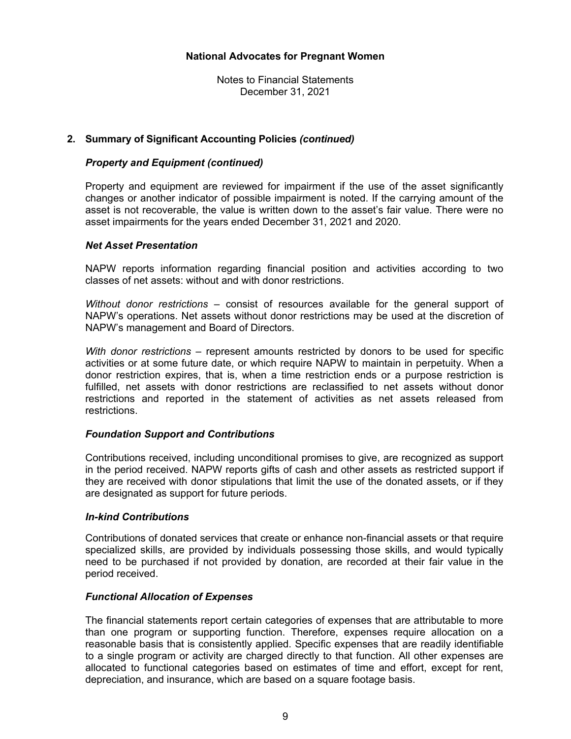## 2. Summary of Significant Accounting Policies *(continued)*

### *Property and Equipment (continued)*

Property and equipment are reviewed for impairment if the use of the asset significantly changes or another indicator of possible impairment is noted. If the carrying amount of the asset is not recoverable, the value is written down to the asset's fair value. There were no asset impairments for the years ended December 31, 2021 and 2020.

### *Net Asset Presentation*

NAPW reports information regarding financial position and activities according to two classes of net assets: without and with donor restrictions.

*Without donor restrictions* – consist of resources available for the general support of NAPW's operations. Net assets without donor restrictions may be used at the discretion of NAPW's management and Board of Directors.

*With donor restrictions* – represent amounts restricted by donors to be used for specific activities or at some future date, or which require NAPW to maintain in perpetuity. When a donor restriction expires, that is, when a time restriction ends or a purpose restriction is fulfilled, net assets with donor restrictions are reclassified to net assets without donor restrictions and reported in the statement of activities as net assets released from restrictions.

### *Foundation Support and Contributions*

Contributions received, including unconditional promises to give, are recognized as support in the period received. NAPW reports gifts of cash and other assets as restricted support if they are received with donor stipulations that limit the use of the donated assets, or if they are designated as support for future periods.

### *In-kind Contributions*

Contributions of donated services that create or enhance non-financial assets or that require specialized skills, are provided by individuals possessing those skills, and would typically need to be purchased if not provided by donation, are recorded at their fair value in the period received.

### *Functional Allocation of Expenses*

The financial statements report certain categories of expenses that are attributable to more than one program or supporting function. Therefore, expenses require allocation on a reasonable basis that is consistently applied. Specific expenses that are readily identifiable to a single program or activity are charged directly to that function. All other expenses are allocated to functional categories based on estimates of time and effort, except for rent, depreciation, and insurance, which are based on a square footage basis.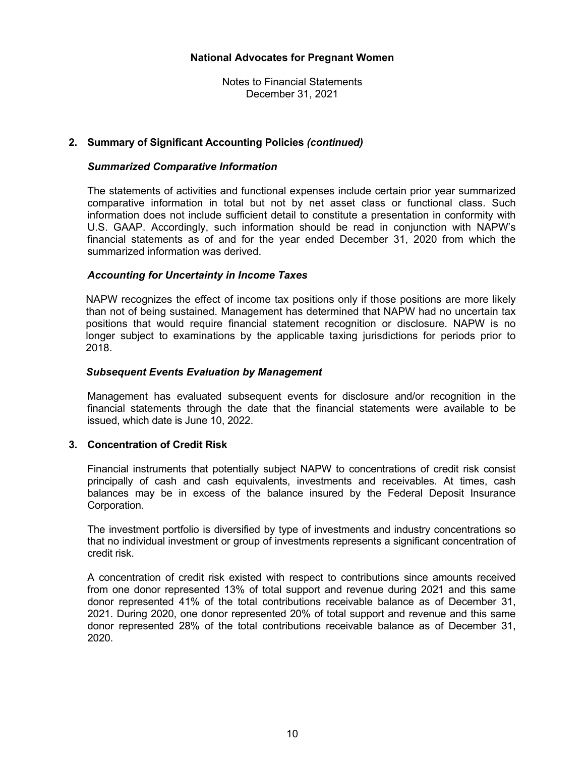## 2. Summary of Significant Accounting Policies *(continued)*

### *Summarized Comparative Information*

The statements of activities and functional expenses include certain prior year summarized comparative information in total but not by net asset class or functional class. Such information does not include sufficient detail to constitute a presentation in conformity with U.S. GAAP. Accordingly, such information should be read in conjunction with NAPW's financial statements as of and for the year ended December 31, 2020 from which the summarized information was derived.

### *Accounting for Uncertainty in Income Taxes*

NAPW recognizes the effect of income tax positions only if those positions are more likely than not of being sustained. Management has determined that NAPW had no uncertain tax positions that would require financial statement recognition or disclosure. NAPW is no longer subject to examinations by the applicable taxing jurisdictions for periods prior to 2018.

### *Subsequent Events Evaluation by Management*

Management has evaluated subsequent events for disclosure and/or recognition in the financial statements through the date that the financial statements were available to be issued, which date is June 10, 2022.

## 3. Concentration of Credit Risk

Financial instruments that potentially subject NAPW to concentrations of credit risk consist principally of cash and cash equivalents, investments and receivables. At times, cash balances may be in excess of the balance insured by the Federal Deposit Insurance Corporation.

The investment portfolio is diversified by type of investments and industry concentrations so that no individual investment or group of investments represents a significant concentration of credit risk.

A concentration of credit risk existed with respect to contributions since amounts received from one donor represented 13% of total support and revenue during 2021 and this same donor represented 41% of the total contributions receivable balance as of December 31, 2021. During 2020, one donor represented 20% of total support and revenue and this same donor represented 28% of the total contributions receivable balance as of December 31, 2020.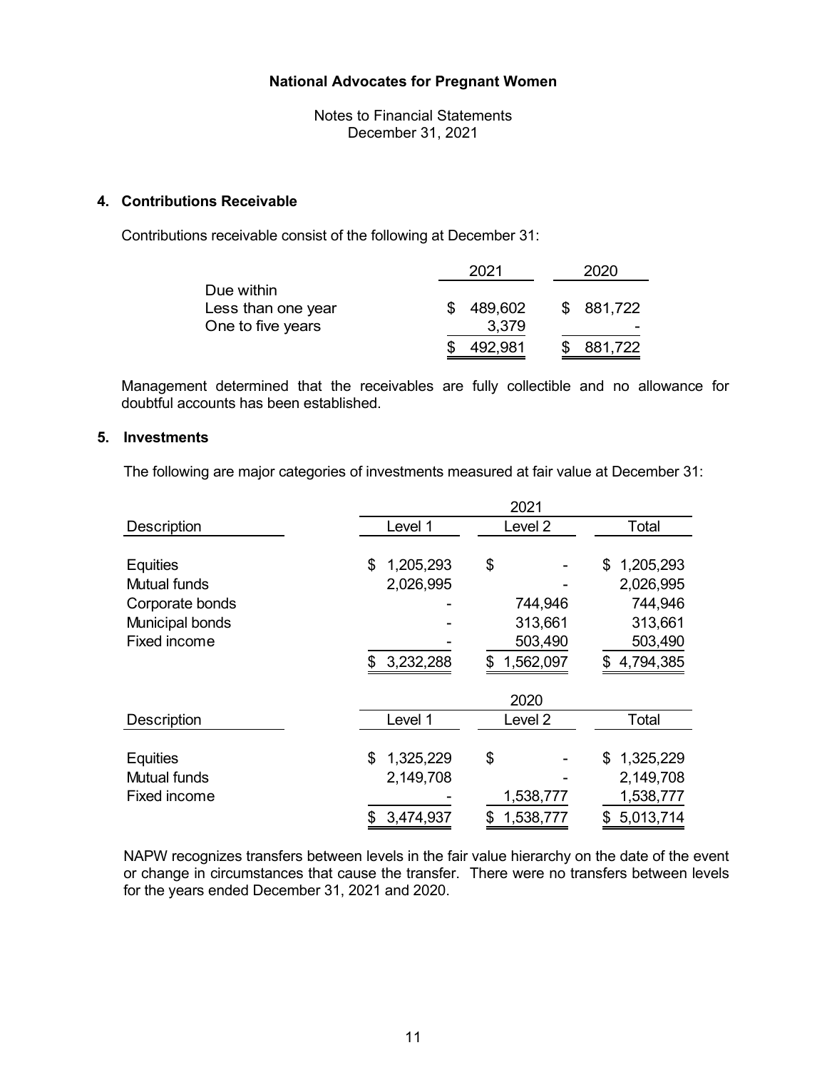# National Advocates for Pregnant Women

Notes to Financial Statements
December 31, 2021

## 4. Contributions Receivable

Contributions receivable consist of the following at December 31:

| | 2021 | 2020 |
|---|---|---|
| Due within | | |
| Less than one year | $ 489,602 | $ 881,722 |
| One to five years | 3,379 | - |
| | $ 492,981 | $ 881,722 |

Management determined that the receivables are fully collectible and no allowance for doubtful accounts has been established.

## 5. Investments

The following are major categories of investments measured at fair value at December 31:

| | 2021 | | |
|---|---|---|---|
| Description | Level 1 | Level 2 | Total |
| Equities | $ 1,205,293 | $ - | $ 1,205,293 |
| Mutual funds | 2,026,995 | - | 2,026,995 |
| Corporate bonds | - | 744,946 | 744,946 |
| Municipal bonds | - | 313,661 | 313,661 |
| Fixed income | - | 503,490 | 503,490 |
| | $ 3,232,288 | $ 1,562,097 | $ 4,794,385 |

| | 2020 | | |
|---|---|---|---|
| Description | Level 1 | Level 2 | Total |
| Equities | $ 1,325,229 | $ - | $ 1,325,229 |
| Mutual funds | 2,149,708 | - | 2,149,708 |
| Fixed income | - | 1,538,777 | 1,538,777 |
| | $ 3,474,937 | $ 1,538,777 | $ 5,013,714 |

NAPW recognizes transfers between levels in the fair value hierarchy on the date of the event or change in circumstances that cause the transfer. There were no transfers between levels for the years ended December 31, 2021 and 2020.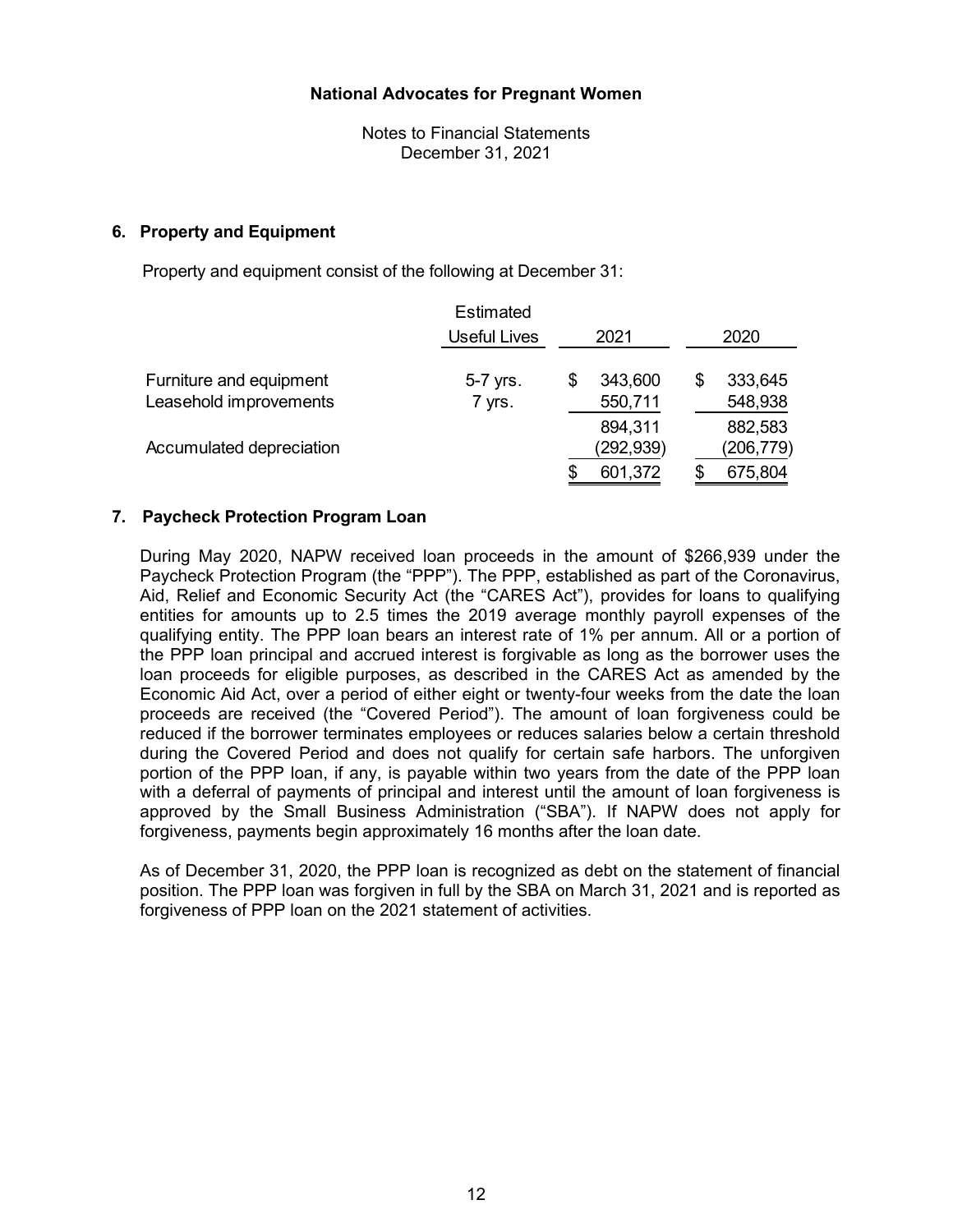**National Advocates for Pregnant Women**

Notes to Financial Statements
December 31, 2021

## 6. Property and Equipment

Property and equipment consist of the following at December 31:

| | Estimated Useful Lives | 2021 | 2020 |
|---|---|---|---|
| Furniture and equipment | 5-7 yrs. | $ 343,600 | $ 333,645 |
| Leasehold improvements | 7 yrs. | 550,711 | 548,938 |
| | | 894,311 | 882,583 |
| Accumulated depreciation | | (292,939) | (206,779) |
| | | $ 601,372 | $ 675,804 |

## 7. Paycheck Protection Program Loan

During May 2020, NAPW received loan proceeds in the amount of $266,939 under the Paycheck Protection Program (the "PPP"). The PPP, established as part of the Coronavirus, Aid, Relief and Economic Security Act (the "CARES Act"), provides for loans to qualifying entities for amounts up to 2.5 times the 2019 average monthly payroll expenses of the qualifying entity. The PPP loan bears an interest rate of 1% per annum. All or a portion of the PPP loan principal and accrued interest is forgivable as long as the borrower uses the loan proceeds for eligible purposes, as described in the CARES Act as amended by the Economic Aid Act, over a period of either eight or twenty-four weeks from the date the loan proceeds are received (the "Covered Period"). The amount of loan forgiveness could be reduced if the borrower terminates employees or reduces salaries below a certain threshold during the Covered Period and does not qualify for certain safe harbors. The unforgiven portion of the PPP loan, if any, is payable within two years from the date of the PPP loan with a deferral of payments of principal and interest until the amount of loan forgiveness is approved by the Small Business Administration ("SBA"). If NAPW does not apply for forgiveness, payments begin approximately 16 months after the loan date.

As of December 31, 2020, the PPP loan is recognized as debt on the statement of financial position. The PPP loan was forgiven in full by the SBA on March 31, 2021 and is reported as forgiveness of PPP loan on the 2021 statement of activities.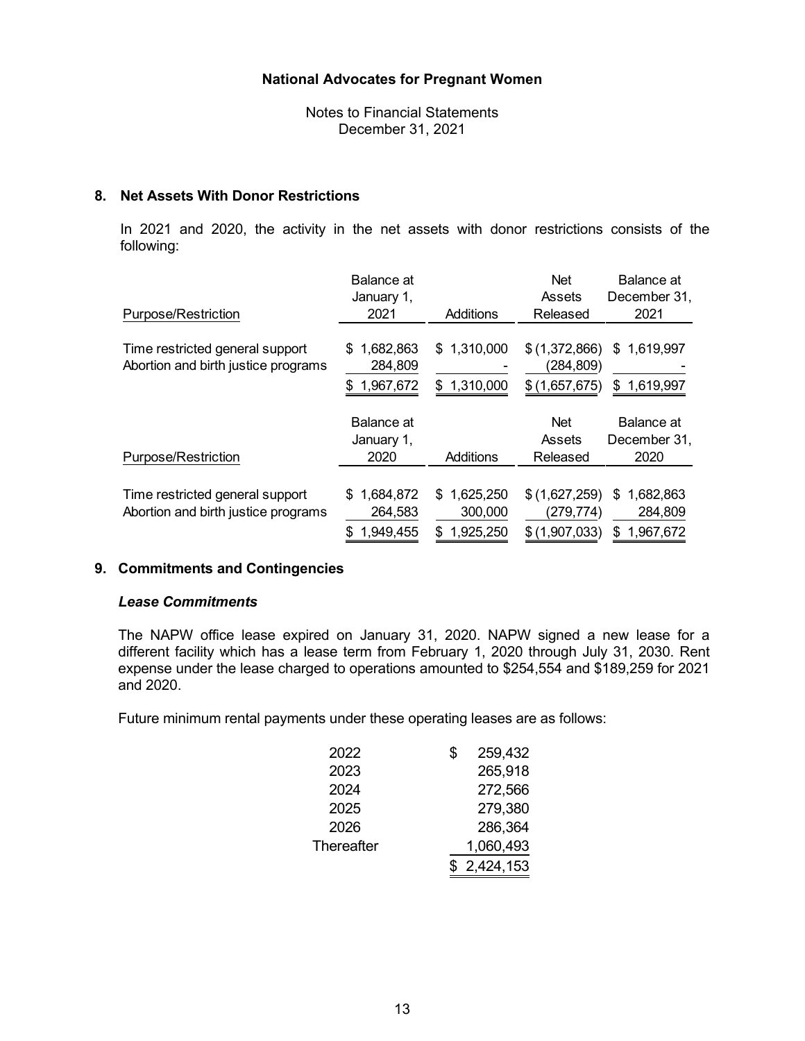# National Advocates for Pregnant Women

Notes to Financial Statements
December 31, 2021

## 8. Net Assets With Donor Restrictions

In 2021 and 2020, the activity in the net assets with donor restrictions consists of the following:

| Purpose/Restriction | Balance at January 1, 2021 | Additions | Net Assets Released | Balance at December 31, 2021 |
|---|---|---|---|---|
| Time restricted general support | $ 1,682,863 | $ 1,310,000 | $ (1,372,866) | $ 1,619,997 |
| Abortion and birth justice programs | 284,809 | - | (284,809) | - |
| | $ 1,967,672 | $ 1,310,000 | $ (1,657,675) | $ 1,619,997 |

| Purpose/Restriction | Balance at January 1, 2020 | Additions | Net Assets Released | Balance at December 31, 2020 |
|---|---|---|---|---|
| Time restricted general support | $ 1,684,872 | $ 1,625,250 | $ (1,627,259) | $ 1,682,863 |
| Abortion and birth justice programs | 264,583 | 300,000 | (279,774) | 284,809 |
| | $ 1,949,455 | $ 1,925,250 | $ (1,907,033) | $ 1,967,672 |

## 9. Commitments and Contingencies

### *Lease Commitments*

The NAPW office lease expired on January 31, 2020. NAPW signed a new lease for a different facility which has a lease term from February 1, 2020 through July 31, 2030. Rent expense under the lease charged to operations amounted to $254,554 and $189,259 for 2021 and 2020.

Future minimum rental payments under these operating leases are as follows:

| Year | Amount |
|---|---|
| 2022 | $ 259,432 |
| 2023 | 265,918 |
| 2024 | 272,566 |
| 2025 | 279,380 |
| 2026 | 286,364 |
| Thereafter | 1,060,493 |
| | $ 2,424,153 |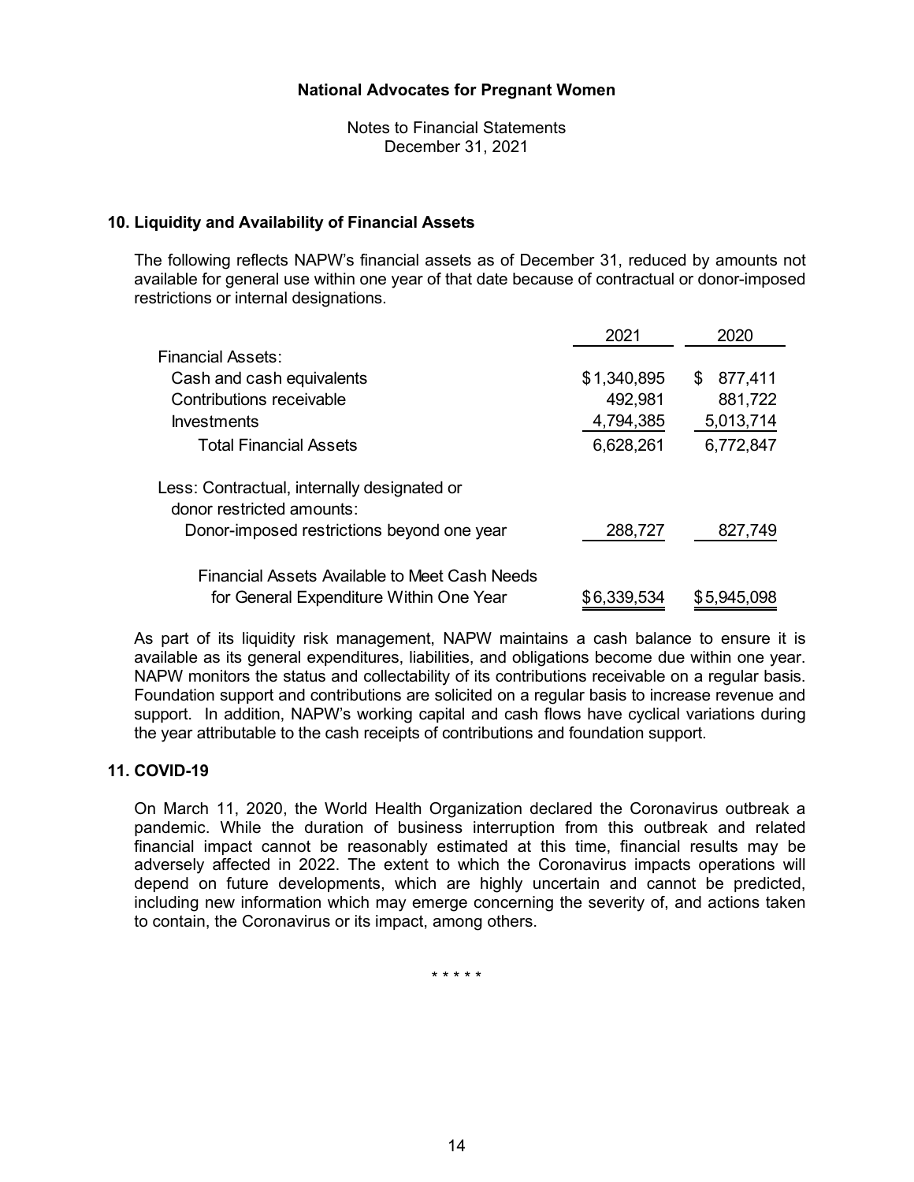**National Advocates for Pregnant Women**

Notes to Financial Statements
December 31, 2021

## 10. Liquidity and Availability of Financial Assets

The following reflects NAPW's financial assets as of December 31, reduced by amounts not available for general use within one year of that date because of contractual or donor-imposed restrictions or internal designations.

| | 2021 | 2020 |
|---|---|---|
| Financial Assets: | | |
| Cash and cash equivalents | $1,340,895 | $ 877,411 |
| Contributions receivable | 492,981 | 881,722 |
| Investments | 4,794,385 | 5,013,714 |
| Total Financial Assets | 6,628,261 | 6,772,847 |
| Less: Contractual, internally designated or donor restricted amounts: | | |
| Donor-imposed restrictions beyond one year | 288,727 | 827,749 |
| Financial Assets Available to Meet Cash Needs for General Expenditure Within One Year | $6,339,534 | $5,945,098 |

As part of its liquidity risk management, NAPW maintains a cash balance to ensure it is available as its general expenditures, liabilities, and obligations become due within one year. NAPW monitors the status and collectability of its contributions receivable on a regular basis. Foundation support and contributions are solicited on a regular basis to increase revenue and support. In addition, NAPW's working capital and cash flows have cyclical variations during the year attributable to the cash receipts of contributions and foundation support.

## 11. COVID-19

On March 11, 2020, the World Health Organization declared the Coronavirus outbreak a pandemic. While the duration of business interruption from this outbreak and related financial impact cannot be reasonably estimated at this time, financial results may be adversely affected in 2022. The extent to which the Coronavirus impacts operations will depend on future developments, which are highly uncertain and cannot be predicted, including new information which may emerge concerning the severity of, and actions taken to contain, the Coronavirus or its impact, among others.

\* \* \* \* \*